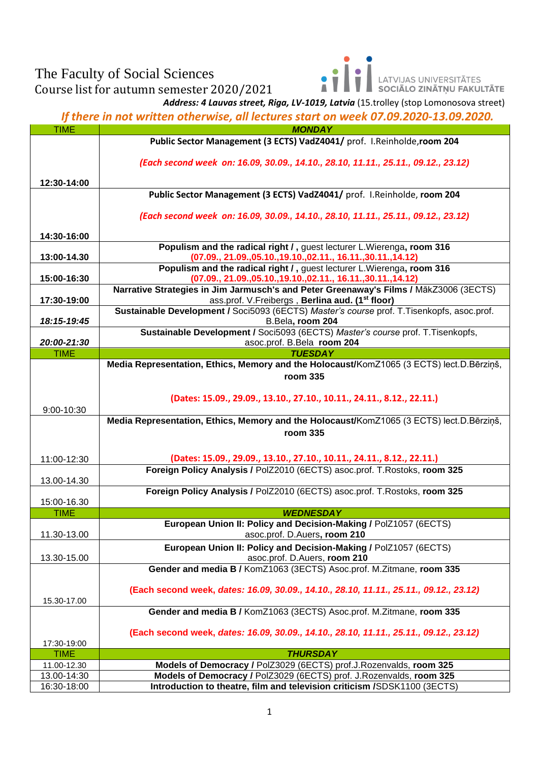# The Faculty of Social Sciences

Course list for autumn semester 2020/2021

LATVIJAS UNIVERSITĀTES
**SOCIĀLO ZINĀTŅU FAKULTĀTE**

***Address: 4 Lauvas street, Riga, LV-1019, Latvia*** (15.trolley (stop Lomonosova street)

*If there in not written otherwise, all lectures start on week 07.09.2020-13.09.2020.*

| TIME | *MONDAY* |
|---|---|
| **12:30-14:00** | **Public Sector Management (3 ECTS) VadZ4041/** prof. I.Reinholde,**room 204** *(Each second week on: 16.09, 30.09., 14.10., 28.10, 11.11., 25.11., 09.12., 23.12)* |
| **14:30-16:00** | **Public Sector Management (3 ECTS) VadZ4041/** prof. I.Reinholde, **room 204** *(Each second week on: 16.09, 30.09., 14.10., 28.10, 11.11., 25.11., 09.12., 23.12)* |
| **13:00-14.30** | **Populism and the radical right / ,** guest lecturer L.Wierenga, **room 316** **(07.09., 21.09.,05.10.,19.10.,02.11., 16.11.,30.11.,14.12)** |
| **15:00-16:30** | **Populism and the radical right / ,** guest lecturer L.Wierenga, **room 316** **(07.09., 21.09.,05.10.,19.10.,02.11., 16.11.,30.11.,14.12)** |
| **17:30-19:00** | **Narrative Strategies in Jim Jarmusch's and Peter Greenaway's Films /** MākZ3006 (3ECTS) ass.prof. V.Freibergs , **Berlina aud. (1st floor)** |
| ***18:15-19:45*** | **Sustainable Development /** Soci5093 (6ECTS) *Master's course* prof. T.Tisenkopfs, asoc.prof. B.Bela**, room 204** |
| ***20:00-21:30*** | **Sustainable Development /** Soci5093 (6ECTS) *Master's course* prof. T.Tisenkopfs, asoc.prof. B.Bela **room 204** |
| TIME | ***TUESDAY*** |
| 9:00-10:30 | **Media Representation, Ethics, Memory and the Holocaust/**KomZ1065 (3 ECTS) lect.D.Bērziņš, **room 335** **(Dates: 15.09., 29.09., 13.10., 27.10., 10.11., 24.11., 8.12., 22.11.)** |
| 11:00-12:30 | **Media Representation, Ethics, Memory and the Holocaust/**KomZ1065 (3 ECTS) lect.D.Bērziņš, **room 335** **(Dates: 15.09., 29.09., 13.10., 27.10., 10.11., 24.11., 8.12., 22.11.)** |
| 13.00-14.30 | **Foreign Policy Analysis /** PolZ2010 (6ECTS) asoc.prof. T.Rostoks, **room 325** |
| 15:00-16.30 | **Foreign Policy Analysis /** PolZ2010 (6ECTS) asoc.prof. T.Rostoks, **room 325** |
| TIME | ***WEDNESDAY*** |
| 11.30-13.00 | **European Union II: Policy and Decision-Making /** PolZ1057 (6ECTS) asoc.prof. D.Auers**, room 210** |
| 13.30-15.00 | **European Union II: Policy and Decision-Making /** PolZ1057 (6ECTS) asoc.prof. D.Auers, **room 210** |
| 15.30-17.00 | **Gender and media B /** KomZ1063 (3ECTS) Asoc.prof. M.Zitmane, **room 335** **(Each second week, *dates: 16.09, 30.09., 14.10., 28.10, 11.11., 25.11., 09.12., 23.12)*** |
| 17:30-19:00 | **Gender and media B /** KomZ1063 (3ECTS) Asoc.prof. M.Zitmane, **room 335** **(Each second week, *dates: 16.09, 30.09., 14.10., 28.10, 11.11., 25.11., 09.12., 23.12)*** |
| TIME | ***THURSDAY*** |
| 11.00-12.30 | **Models of Democracy /** PolZ3029 (6ECTS) prof.J.Rozenvalds, **room 325** |
| 13.00-14:30 | **Models of Democracy /** PolZ3029 (6ECTS) prof. J.Rozenvalds, **room 325** |
| 16:30-18:00 | **Introduction to theatre, film and television criticism /**SDSK1100 (3ECTS) |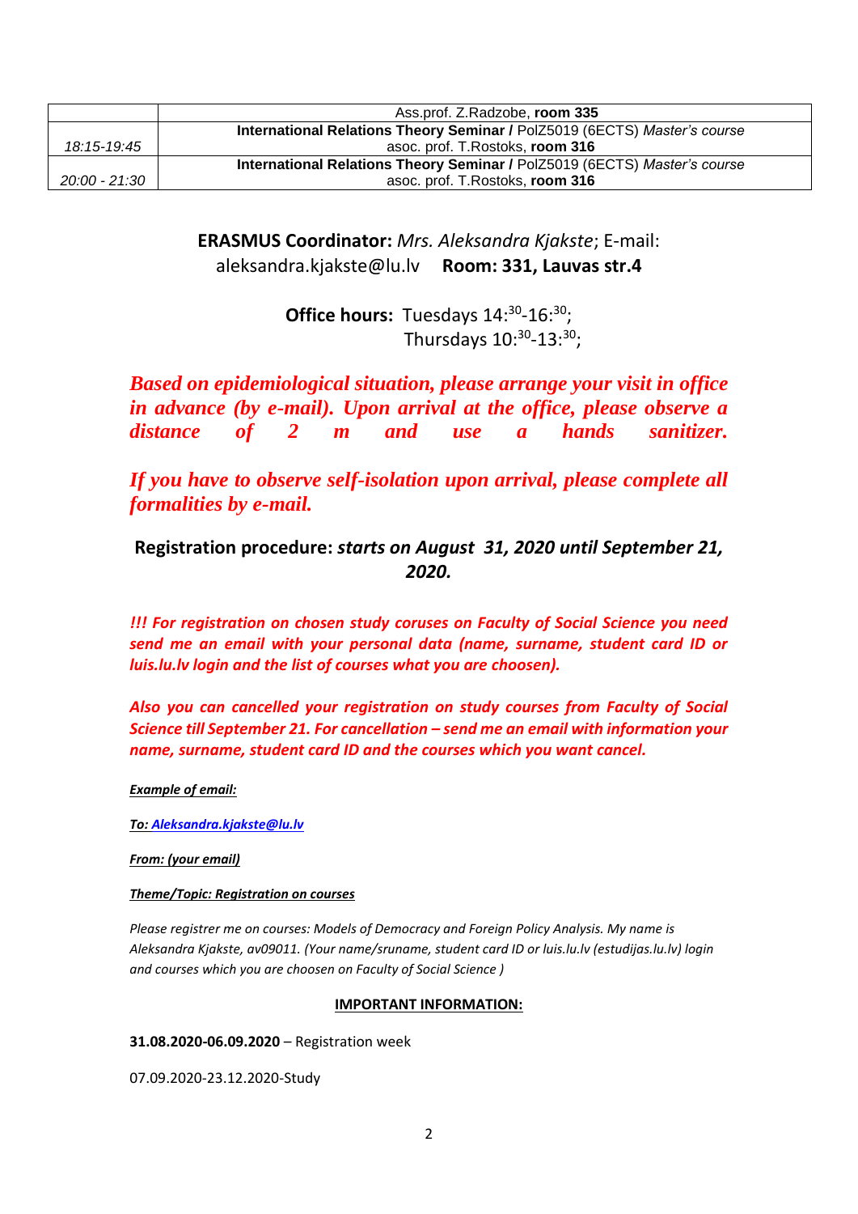| | |
|---|---|
| | Ass.prof. Z.Radzobe, **room 335** |
| *18:15-19:45* | **International Relations Theory Seminar /** PolZ5019 (6ECTS) *Master's course* asoc. prof. T.Rostoks, **room 316** |
| *20:00 - 21:30* | **International Relations Theory Seminar /** PolZ5019 (6ECTS) *Master's course* asoc. prof. T.Rostoks, **room 316** |

**ERASMUS Coordinator:** *Mrs. Aleksandra Kjakste*; E-mail: aleksandra.kjakste@lu.lv **Room: 331, Lauvas str.4**

**Office hours:** Tuesdays 14:30-16:30;
Thursdays 10:30-13:30;

***Based on epidemiological situation, please arrange your visit in office in advance (by e-mail). Upon arrival at the office, please observe a distance of 2 m and use a hands sanitizer.***

***If you have to observe self-isolation upon arrival, please complete all formalities by e-mail.***

**Registration procedure:** ***starts on August 31, 2020 until September 21, 2020.***

***!!! For registration on chosen study coruses on Faculty of Social Science you need send me an email with your personal data (name, surname, student card ID or luis.lu.lv login and the list of courses what you are choosen).***

***Also you can cancelled your registration on study courses from Faculty of Social Science till September 21. For cancellation – send me an email with information your name, surname, student card ID and the courses which you want cancel.***

***Example of email:***

***To: Aleksandra.kjakste@lu.lv***

***From: (your email)***

***Theme/Topic: Registration on courses***

*Please registrer me on courses: Models of Democracy and Foreign Policy Analysis. My name is Aleksandra Kjakste, av09011. (Your name/sruname, student card ID or luis.lu.lv (estudijas.lu.lv) login and courses which you are choosen on Faculty of Social Science )*

**IMPORTANT INFORMATION:**

**31.08.2020-06.09.2020** – Registration week

07.09.2020-23.12.2020-Study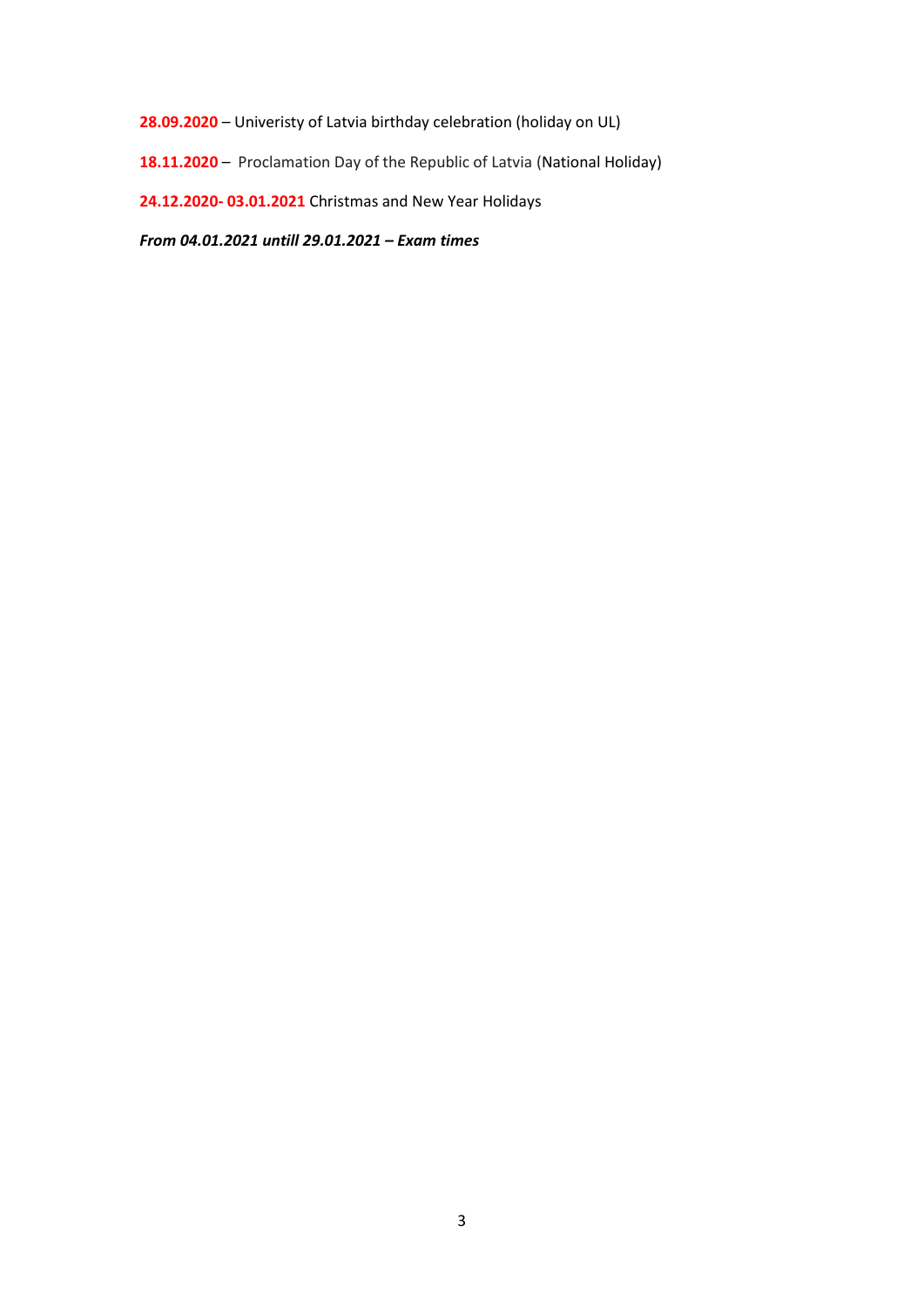**28.09.2020** – Univeristy of Latvia birthday celebration (holiday on UL)

**18.11.2020** – Proclamation Day of the Republic of Latvia (National Holiday)

**24.12.2020- 03.01.2021** Christmas and New Year Holidays

***From 04.01.2021 untill 29.01.2021 – Exam times***